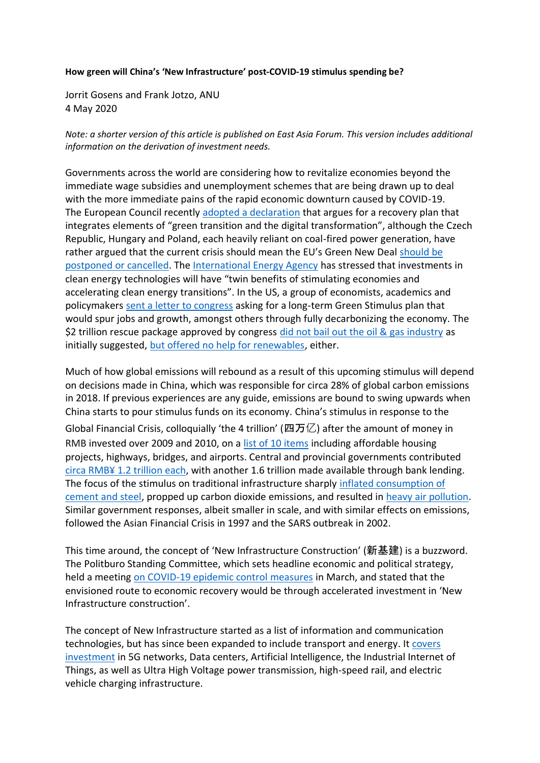**How green will China's 'New Infrastructure' post-COVID-19 stimulus spending be?**

Jorrit Gosens and Frank Jotzo, ANU
4 May 2020

*Note: a shorter version of this article is published on East Asia Forum. This version includes additional information on the derivation of investment needs.*

Governments across the world are considering how to revitalize economies beyond the immediate wage subsidies and unemployment schemes that are being drawn up to deal with the more immediate pains of the rapid economic downturn caused by COVID-19. The European Council recently adopted a declaration that argues for a recovery plan that integrates elements of "green transition and the digital transformation", although the Czech Republic, Hungary and Poland, each heavily reliant on coal-fired power generation, have rather argued that the current crisis should mean the EU's Green New Deal should be postponed or cancelled. The International Energy Agency has stressed that investments in clean energy technologies will have "twin benefits of stimulating economies and accelerating clean energy transitions". In the US, a group of economists, academics and policymakers sent a letter to congress asking for a long-term Green Stimulus plan that would spur jobs and growth, amongst others through fully decarbonizing the economy. The $2 trillion rescue package approved by congress did not bail out the oil & gas industry as initially suggested, but offered no help for renewables, either.

Much of how global emissions will rebound as a result of this upcoming stimulus will depend on decisions made in China, which was responsible for circa 28% of global carbon emissions in 2018. If previous experiences are any guide, emissions are bound to swing upwards when China starts to pour stimulus funds on its economy. China's stimulus in response to the Global Financial Crisis, colloquially 'the 4 trillion' (四万亿) after the amount of money in RMB invested over 2009 and 2010, on a list of 10 items including affordable housing projects, highways, bridges, and airports. Central and provincial governments contributed circa RMB¥ 1.2 trillion each, with another 1.6 trillion made available through bank lending. The focus of the stimulus on traditional infrastructure sharply inflated consumption of cement and steel, propped up carbon dioxide emissions, and resulted in heavy air pollution. Similar government responses, albeit smaller in scale, and with similar effects on emissions, followed the Asian Financial Crisis in 1997 and the SARS outbreak in 2002.

This time around, the concept of 'New Infrastructure Construction' (新基建) is a buzzword. The Politburo Standing Committee, which sets headline economic and political strategy, held a meeting on COVID-19 epidemic control measures in March, and stated that the envisioned route to economic recovery would be through accelerated investment in 'New Infrastructure construction'.

The concept of New Infrastructure started as a list of information and communication technologies, but has since been expanded to include transport and energy. It covers investment in 5G networks, Data centers, Artificial Intelligence, the Industrial Internet of Things, as well as Ultra High Voltage power transmission, high-speed rail, and electric vehicle charging infrastructure.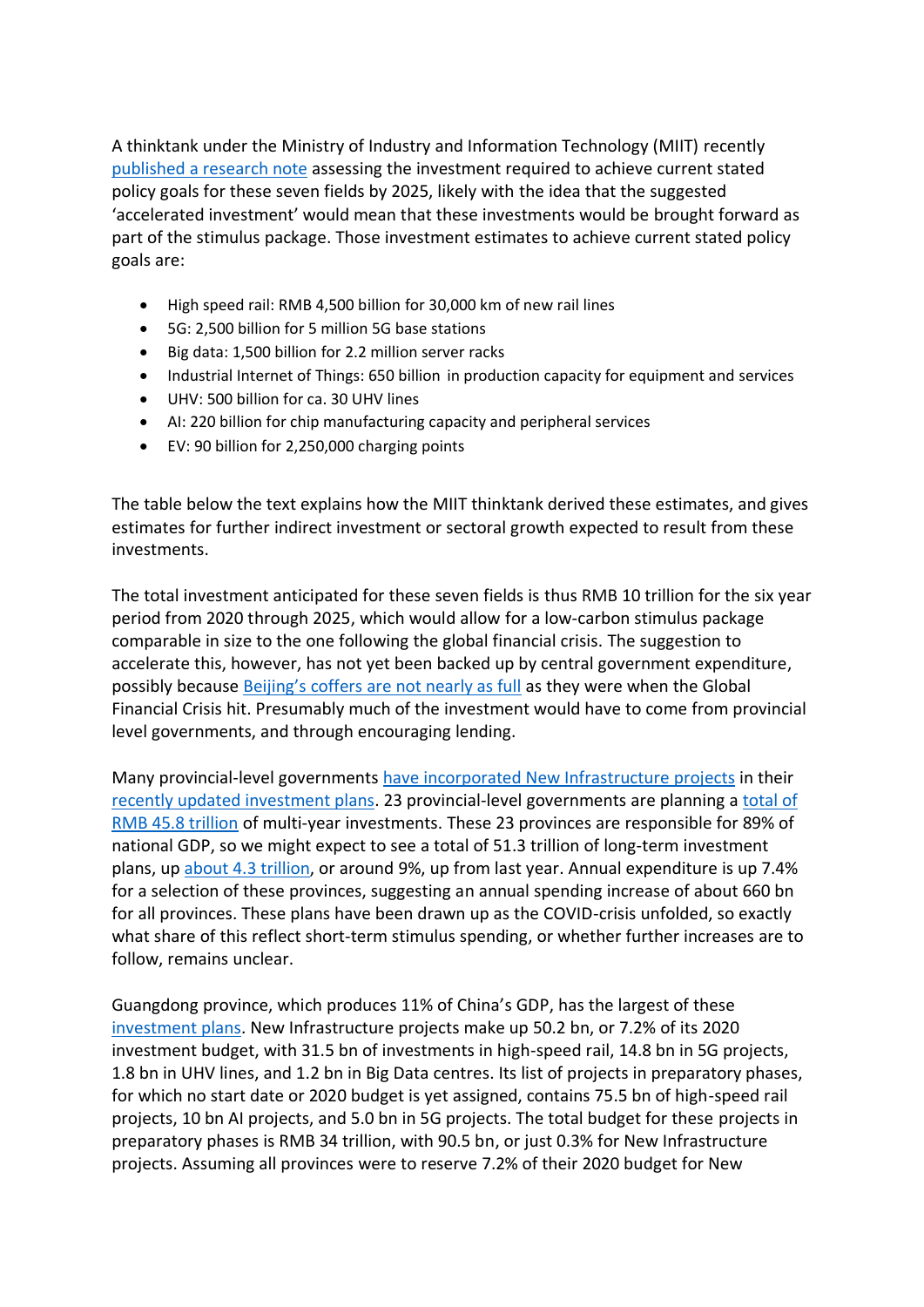A thinktank under the Ministry of Industry and Information Technology (MIIT) recently [published a research note](#) assessing the investment required to achieve current stated policy goals for these seven fields by 2025, likely with the idea that the suggested 'accelerated investment' would mean that these investments would be brought forward as part of the stimulus package. Those investment estimates to achieve current stated policy goals are:

- High speed rail: RMB 4,500 billion for 30,000 km of new rail lines
- 5G: 2,500 billion for 5 million 5G base stations
- Big data: 1,500 billion for 2.2 million server racks
- Industrial Internet of Things: 650 billion in production capacity for equipment and services
- UHV: 500 billion for ca. 30 UHV lines
- AI: 220 billion for chip manufacturing capacity and peripheral services
- EV: 90 billion for 2,250,000 charging points

The table below the text explains how the MIIT thinktank derived these estimates, and gives estimates for further indirect investment or sectoral growth expected to result from these investments.

The total investment anticipated for these seven fields is thus RMB 10 trillion for the six year period from 2020 through 2025, which would allow for a low-carbon stimulus package comparable in size to the one following the global financial crisis. The suggestion to accelerate this, however, has not yet been backed up by central government expenditure, possibly because [Beijing's coffers are not nearly as full](#) as they were when the Global Financial Crisis hit. Presumably much of the investment would have to come from provincial level governments, and through encouraging lending.

Many provincial-level governments [have incorporated New Infrastructure projects](#) in their [recently updated investment plans](#). 23 provincial-level governments are planning a [total of RMB 45.8 trillion](#) of multi-year investments. These 23 provinces are responsible for 89% of national GDP, so we might expect to see a total of 51.3 trillion of long-term investment plans, up [about 4.3 trillion](#), or around 9%, up from last year. Annual expenditure is up 7.4% for a selection of these provinces, suggesting an annual spending increase of about 660 bn for all provinces. These plans have been drawn up as the COVID-crisis unfolded, so exactly what share of this reflect short-term stimulus spending, or whether further increases are to follow, remains unclear.

Guangdong province, which produces 11% of China's GDP, has the largest of these [investment plans](#). New Infrastructure projects make up 50.2 bn, or 7.2% of its 2020 investment budget, with 31.5 bn of investments in high-speed rail, 14.8 bn in 5G projects, 1.8 bn in UHV lines, and 1.2 bn in Big Data centres. Its list of projects in preparatory phases, for which no start date or 2020 budget is yet assigned, contains 75.5 bn of high-speed rail projects, 10 bn AI projects, and 5.0 bn in 5G projects. The total budget for these projects in preparatory phases is RMB 34 trillion, with 90.5 bn, or just 0.3% for New Infrastructure projects. Assuming all provinces were to reserve 7.2% of their 2020 budget for New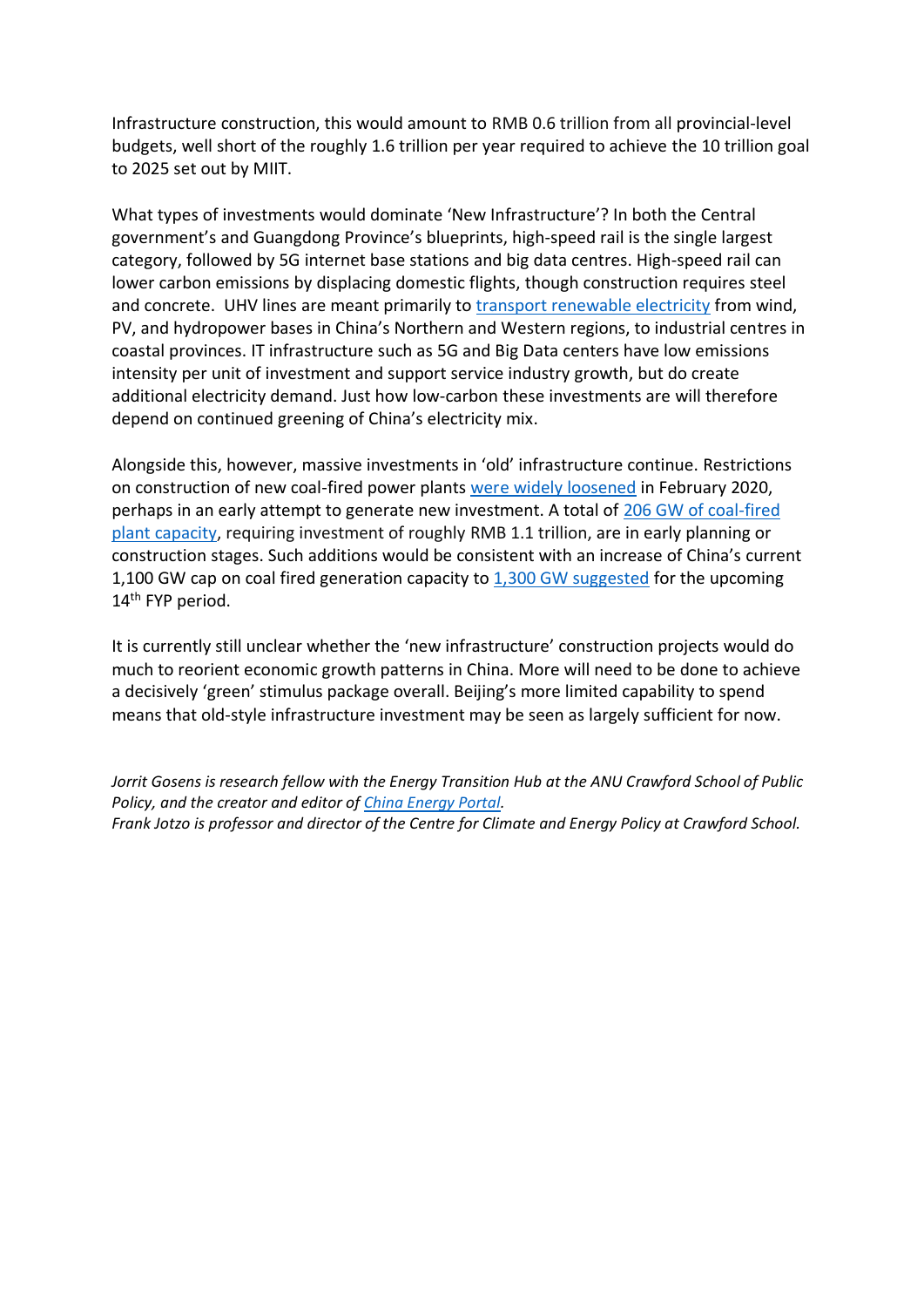Infrastructure construction, this would amount to RMB 0.6 trillion from all provincial-level budgets, well short of the roughly 1.6 trillion per year required to achieve the 10 trillion goal to 2025 set out by MIIT.

What types of investments would dominate 'New Infrastructure'? In both the Central government's and Guangdong Province's blueprints, high-speed rail is the single largest category, followed by 5G internet base stations and big data centres. High-speed rail can lower carbon emissions by displacing domestic flights, though construction requires steel and concrete. UHV lines are meant primarily to transport renewable electricity from wind, PV, and hydropower bases in China's Northern and Western regions, to industrial centres in coastal provinces. IT infrastructure such as 5G and Big Data centers have low emissions intensity per unit of investment and support service industry growth, but do create additional electricity demand. Just how low-carbon these investments are will therefore depend on continued greening of China's electricity mix.

Alongside this, however, massive investments in 'old' infrastructure continue. Restrictions on construction of new coal-fired power plants were widely loosened in February 2020, perhaps in an early attempt to generate new investment. A total of 206 GW of coal-fired plant capacity, requiring investment of roughly RMB 1.1 trillion, are in early planning or construction stages. Such additions would be consistent with an increase of China's current 1,100 GW cap on coal fired generation capacity to 1,300 GW suggested for the upcoming 14th FYP period.

It is currently still unclear whether the 'new infrastructure' construction projects would do much to reorient economic growth patterns in China. More will need to be done to achieve a decisively 'green' stimulus package overall. Beijing's more limited capability to spend means that old-style infrastructure investment may be seen as largely sufficient for now.

*Jorrit Gosens is research fellow with the Energy Transition Hub at the ANU Crawford School of Public Policy, and the creator and editor of China Energy Portal.*
*Frank Jotzo is professor and director of the Centre for Climate and Energy Policy at Crawford School.*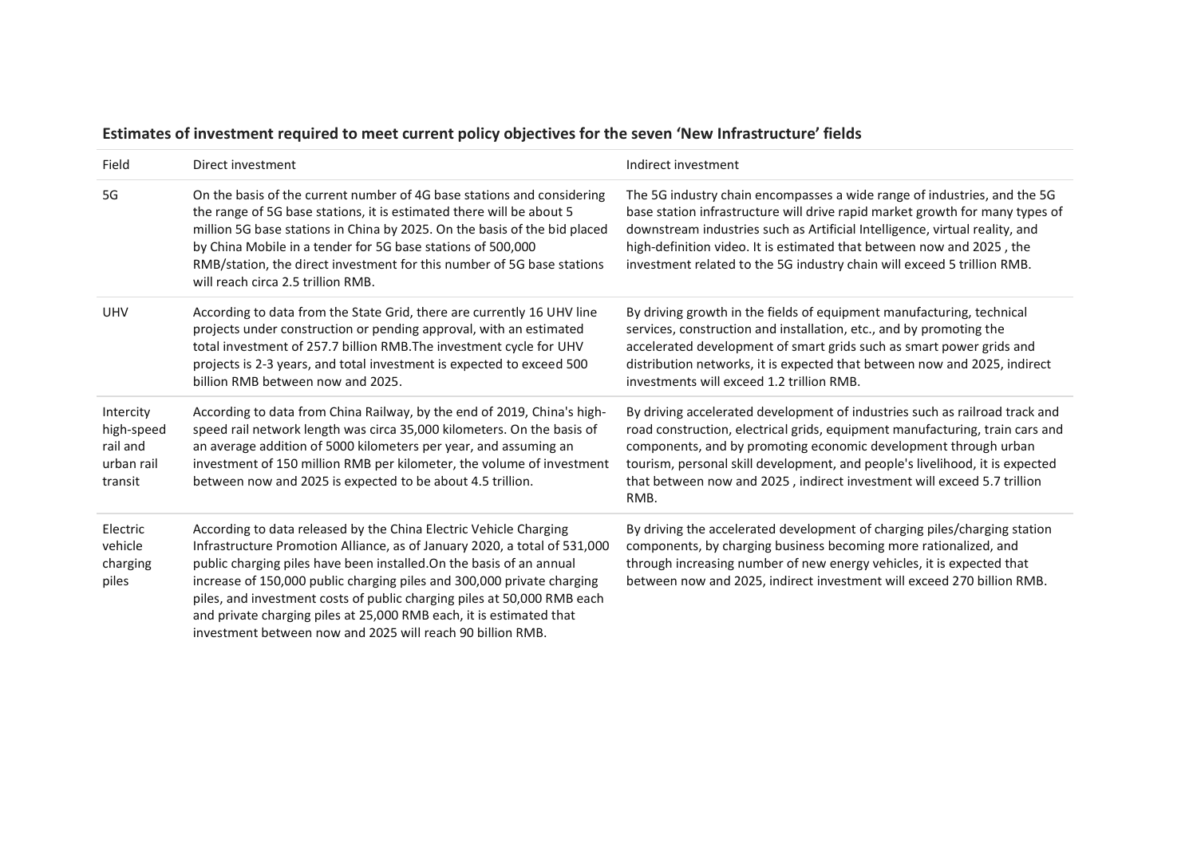**Estimates of investment required to meet current policy objectives for the seven 'New Infrastructure' fields**

| Field | Direct investment | Indirect investment |
| --- | --- | --- |
| 5G | On the basis of the current number of 4G base stations and considering the range of 5G base stations, it is estimated there will be about 5 million 5G base stations in China by 2025. On the basis of the bid placed by China Mobile in a tender for 5G base stations of 500,000 RMB/station, the direct investment for this number of 5G base stations will reach circa 2.5 trillion RMB. | The 5G industry chain encompasses a wide range of industries, and the 5G base station infrastructure will drive rapid market growth for many types of downstream industries such as Artificial Intelligence, virtual reality, and high-definition video. It is estimated that between now and 2025 , the investment related to the 5G industry chain will exceed 5 trillion RMB. |
| UHV | According to data from the State Grid, there are currently 16 UHV line projects under construction or pending approval, with an estimated total investment of 257.7 billion RMB.The investment cycle for UHV projects is 2-3 years, and total investment is expected to exceed 500 billion RMB between now and 2025. | By driving growth in the fields of equipment manufacturing, technical services, construction and installation, etc., and by promoting the accelerated development of smart grids such as smart power grids and distribution networks, it is expected that between now and 2025, indirect investments will exceed 1.2 trillion RMB. |
| Intercity high-speed rail and urban rail transit | According to data from China Railway, by the end of 2019, China's high-speed rail network length was circa 35,000 kilometers. On the basis of an average addition of 5000 kilometers per year, and assuming an investment of 150 million RMB per kilometer, the volume of investment between now and 2025 is expected to be about 4.5 trillion. | By driving accelerated development of industries such as railroad track and road construction, electrical grids, equipment manufacturing, train cars and components, and by promoting economic development through urban tourism, personal skill development, and people's livelihood, it is expected that between now and 2025 , indirect investment will exceed 5.7 trillion RMB. |
| Electric vehicle charging piles | According to data released by the China Electric Vehicle Charging Infrastructure Promotion Alliance, as of January 2020, a total of 531,000 public charging piles have been installed.On the basis of an annual increase of 150,000 public charging piles and 300,000 private charging piles, and investment costs of public charging piles at 50,000 RMB each and private charging piles at 25,000 RMB each, it is estimated that investment between now and 2025 will reach 90 billion RMB. | By driving the accelerated development of charging piles/charging station components, by charging business becoming more rationalized, and through increasing number of new energy vehicles, it is expected that between now and 2025, indirect investment will exceed 270 billion RMB. |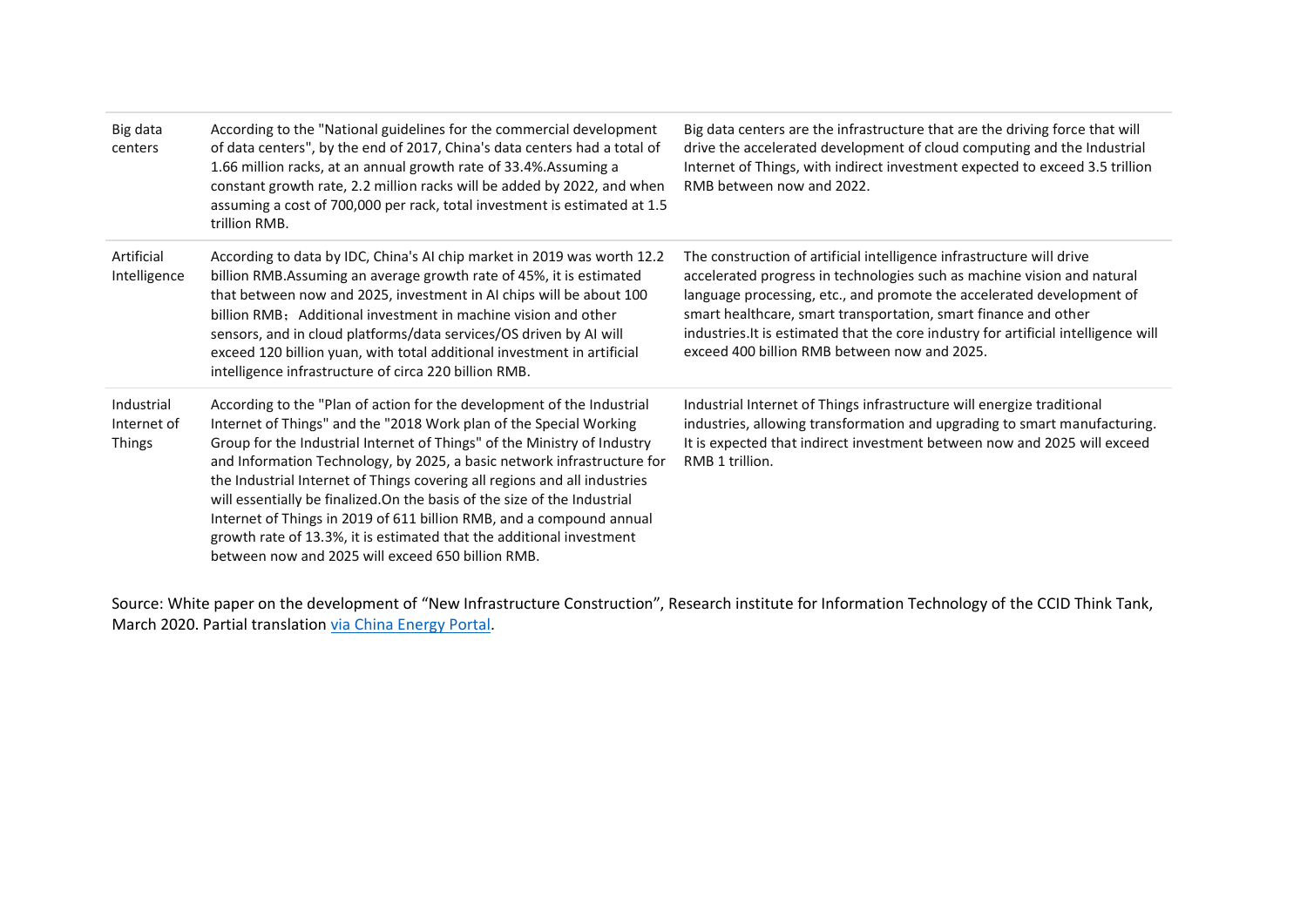| | | |
|---|---|---|
| Big data centers | According to the "National guidelines for the commercial development of data centers", by the end of 2017, China's data centers had a total of 1.66 million racks, at an annual growth rate of 33.4%.Assuming a constant growth rate, 2.2 million racks will be added by 2022, and when assuming a cost of 700,000 per rack, total investment is estimated at 1.5 trillion RMB. | Big data centers are the infrastructure that are the driving force that will drive the accelerated development of cloud computing and the Industrial Internet of Things, with indirect investment expected to exceed 3.5 trillion RMB between now and 2022. |
| Artificial Intelligence | According to data by IDC, China's AI chip market in 2019 was worth 12.2 billion RMB.Assuming an average growth rate of 45%, it is estimated that between now and 2025, investment in AI chips will be about 100 billion RMB；Additional investment in machine vision and other sensors, and in cloud platforms/data services/OS driven by AI will exceed 120 billion yuan, with total additional investment in artificial intelligence infrastructure of circa 220 billion RMB. | The construction of artificial intelligence infrastructure will drive accelerated progress in technologies such as machine vision and natural language processing, etc., and promote the accelerated development of smart healthcare, smart transportation, smart finance and other industries.It is estimated that the core industry for artificial intelligence will exceed 400 billion RMB between now and 2025. |
| Industrial Internet of Things | According to the "Plan of action for the development of the Industrial Internet of Things" and the "2018 Work plan of the Special Working Group for the Industrial Internet of Things" of the Ministry of Industry and Information Technology, by 2025, a basic network infrastructure for the Industrial Internet of Things covering all regions and all industries will essentially be finalized.On the basis of the size of the Industrial Internet of Things in 2019 of 611 billion RMB, and a compound annual growth rate of 13.3%, it is estimated that the additional investment between now and 2025 will exceed 650 billion RMB. | Industrial Internet of Things infrastructure will energize traditional industries, allowing transformation and upgrading to smart manufacturing. It is expected that indirect investment between now and 2025 will exceed RMB 1 trillion. |

Source: White paper on the development of “New Infrastructure Construction”, Research institute for Information Technology of the CCID Think Tank, March 2020. Partial translation via China Energy Portal.